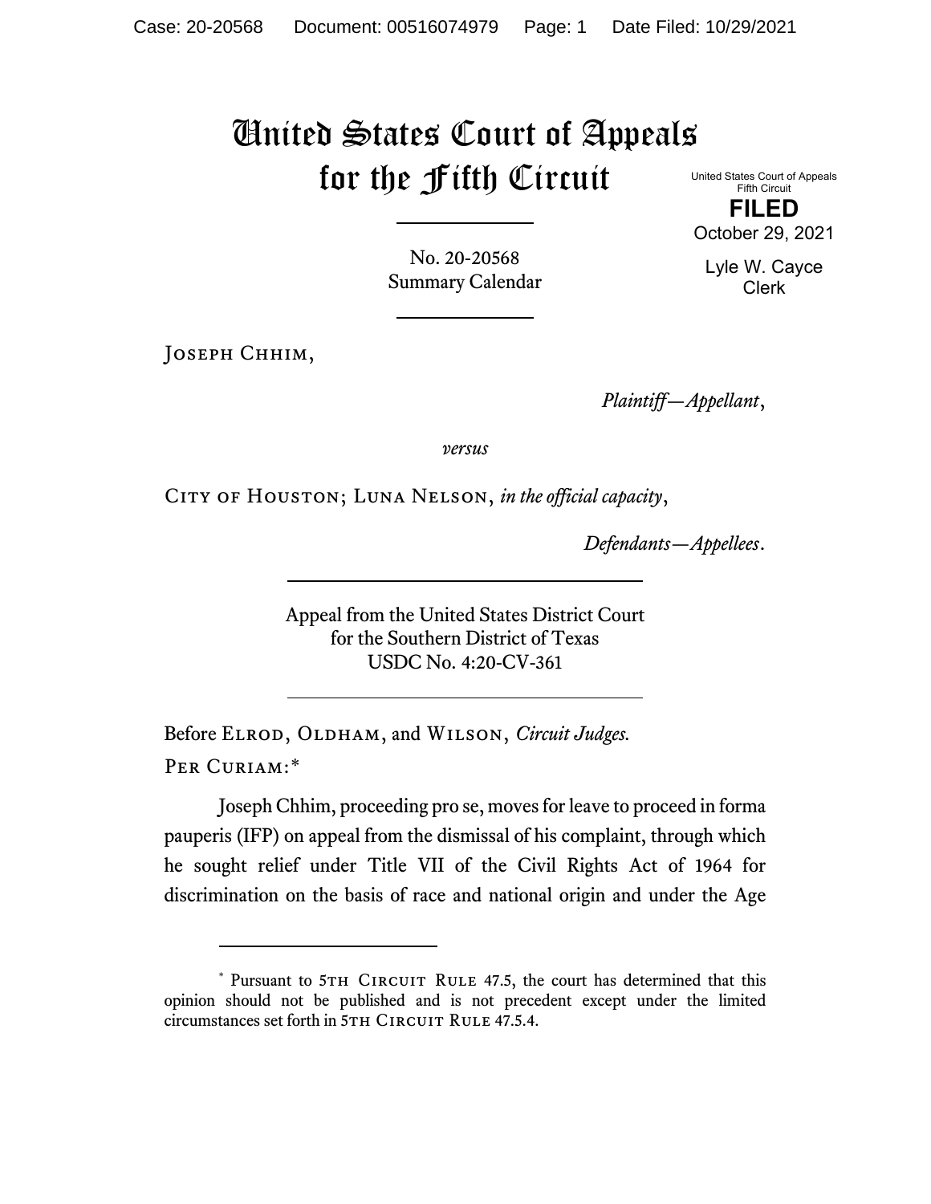# United States Court of Appeals for the Fifth Circuit

United States Court of Appeals
Fifth Circuit

**FILED**

October 29, 2021

Lyle W. Cayce
Clerk

No. 20-20568
Summary Calendar

---

Joseph Chhim,

*Plaintiff—Appellant*,

*versus*

City of Houston; Luna Nelson, *in the official capacity*,

*Defendants—Appellees*.

---

Appeal from the United States District Court
for the Southern District of Texas
USDC No. 4:20-CV-361

---

Before Elrod, Oldham, and Wilson, *Circuit Judges.*

Per Curiam:*

Joseph Chhim, proceeding pro se, moves for leave to proceed in forma pauperis (IFP) on appeal from the dismissal of his complaint, through which he sought relief under Title VII of the Civil Rights Act of 1964 for discrimination on the basis of race and national origin and under the Age

---

* Pursuant to 5th Circuit Rule 47.5, the court has determined that this opinion should not be published and is not precedent except under the limited circumstances set forth in 5th Circuit Rule 47.5.4.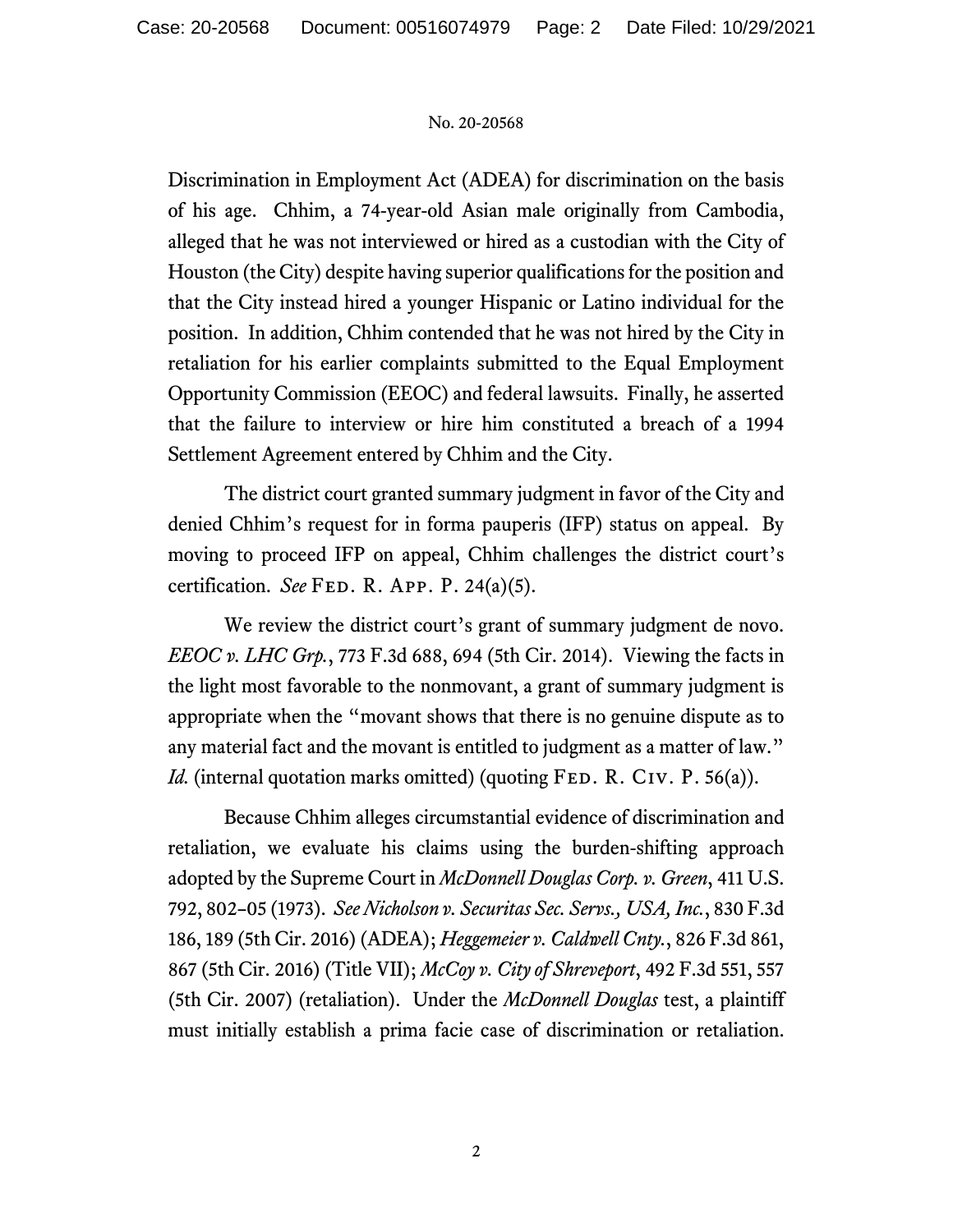Discrimination in Employment Act (ADEA) for discrimination on the basis of his age. Chhim, a 74-year-old Asian male originally from Cambodia, alleged that he was not interviewed or hired as a custodian with the City of Houston (the City) despite having superior qualifications for the position and that the City instead hired a younger Hispanic or Latino individual for the position. In addition, Chhim contended that he was not hired by the City in retaliation for his earlier complaints submitted to the Equal Employment Opportunity Commission (EEOC) and federal lawsuits. Finally, he asserted that the failure to interview or hire him constituted a breach of a 1994 Settlement Agreement entered by Chhim and the City.

The district court granted summary judgment in favor of the City and denied Chhim's request for in forma pauperis (IFP) status on appeal. By moving to proceed IFP on appeal, Chhim challenges the district court's certification. *See* FED. R. APP. P. 24(a)(5).

We review the district court's grant of summary judgment de novo. *EEOC v. LHC Grp.*, 773 F.3d 688, 694 (5th Cir. 2014). Viewing the facts in the light most favorable to the nonmovant, a grant of summary judgment is appropriate when the "movant shows that there is no genuine dispute as to any material fact and the movant is entitled to judgment as a matter of law." *Id.* (internal quotation marks omitted) (quoting FED. R. CIV. P. 56(a)).

Because Chhim alleges circumstantial evidence of discrimination and retaliation, we evaluate his claims using the burden-shifting approach adopted by the Supreme Court in *McDonnell Douglas Corp. v. Green*, 411 U.S. 792, 802–05 (1973). *See Nicholson v. Securitas Sec. Servs., USA, Inc.*, 830 F.3d 186, 189 (5th Cir. 2016) (ADEA); *Heggemeier v. Caldwell Cnty.*, 826 F.3d 861, 867 (5th Cir. 2016) (Title VII); *McCoy v. City of Shreveport*, 492 F.3d 551, 557 (5th Cir. 2007) (retaliation). Under the *McDonnell Douglas* test, a plaintiff must initially establish a prima facie case of discrimination or retaliation.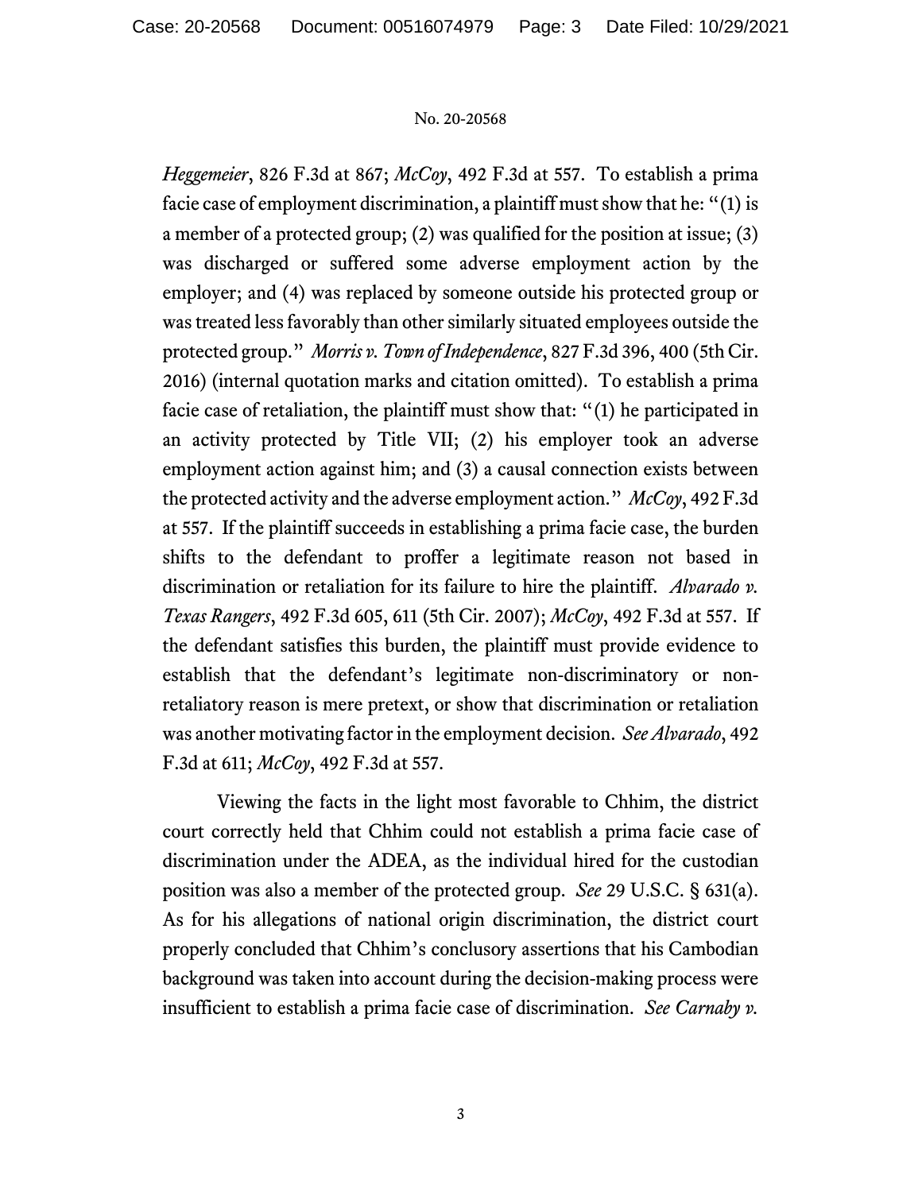*Heggemeier*, 826 F.3d at 867; *McCoy*, 492 F.3d at 557. To establish a prima facie case of employment discrimination, a plaintiff must show that he: "(1) is a member of a protected group; (2) was qualified for the position at issue; (3) was discharged or suffered some adverse employment action by the employer; and (4) was replaced by someone outside his protected group or was treated less favorably than other similarly situated employees outside the protected group." *Morris v. Town of Independence*, 827 F.3d 396, 400 (5th Cir. 2016) (internal quotation marks and citation omitted). To establish a prima facie case of retaliation, the plaintiff must show that: "(1) he participated in an activity protected by Title VII; (2) his employer took an adverse employment action against him; and (3) a causal connection exists between the protected activity and the adverse employment action." *McCoy*, 492 F.3d at 557. If the plaintiff succeeds in establishing a prima facie case, the burden shifts to the defendant to proffer a legitimate reason not based in discrimination or retaliation for its failure to hire the plaintiff. *Alvarado v. Texas Rangers*, 492 F.3d 605, 611 (5th Cir. 2007); *McCoy*, 492 F.3d at 557. If the defendant satisfies this burden, the plaintiff must provide evidence to establish that the defendant's legitimate non-discriminatory or non-retaliatory reason is mere pretext, or show that discrimination or retaliation was another motivating factor in the employment decision. *See Alvarado*, 492 F.3d at 611; *McCoy*, 492 F.3d at 557.

Viewing the facts in the light most favorable to Chhim, the district court correctly held that Chhim could not establish a prima facie case of discrimination under the ADEA, as the individual hired for the custodian position was also a member of the protected group. *See* 29 U.S.C. § 631(a). As for his allegations of national origin discrimination, the district court properly concluded that Chhim's conclusory assertions that his Cambodian background was taken into account during the decision-making process were insufficient to establish a prima facie case of discrimination. *See Carnaby v.*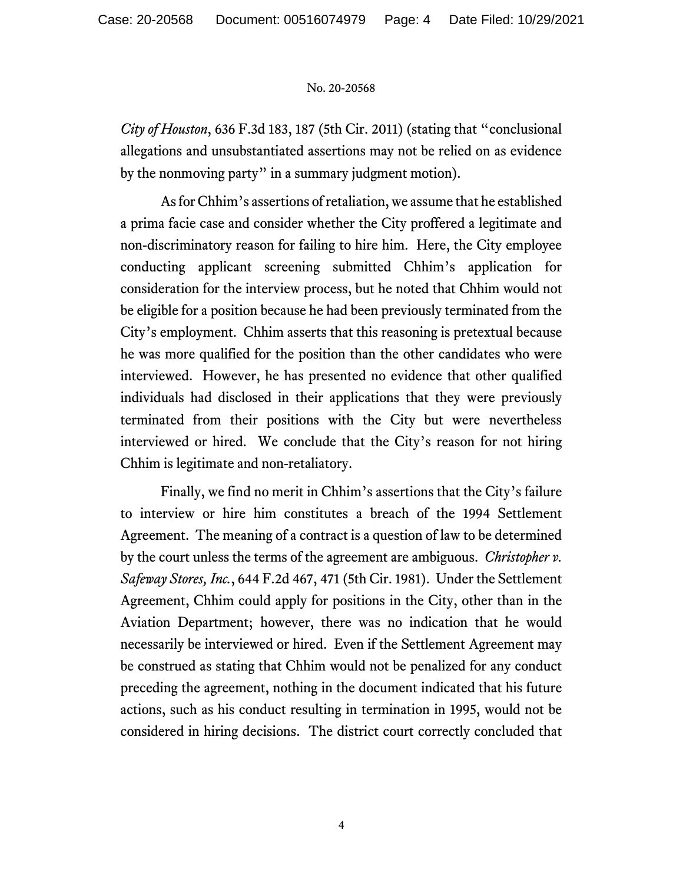*City of Houston*, 636 F.3d 183, 187 (5th Cir. 2011) (stating that "conclusional allegations and unsubstantiated assertions may not be relied on as evidence by the nonmoving party" in a summary judgment motion).

As for Chhim's assertions of retaliation, we assume that he established a prima facie case and consider whether the City proffered a legitimate and non-discriminatory reason for failing to hire him. Here, the City employee conducting applicant screening submitted Chhim's application for consideration for the interview process, but he noted that Chhim would not be eligible for a position because he had been previously terminated from the City's employment. Chhim asserts that this reasoning is pretextual because he was more qualified for the position than the other candidates who were interviewed. However, he has presented no evidence that other qualified individuals had disclosed in their applications that they were previously terminated from their positions with the City but were nevertheless interviewed or hired. We conclude that the City's reason for not hiring Chhim is legitimate and non-retaliatory.

Finally, we find no merit in Chhim's assertions that the City's failure to interview or hire him constitutes a breach of the 1994 Settlement Agreement. The meaning of a contract is a question of law to be determined by the court unless the terms of the agreement are ambiguous. *Christopher v. Safeway Stores, Inc.*, 644 F.2d 467, 471 (5th Cir. 1981). Under the Settlement Agreement, Chhim could apply for positions in the City, other than in the Aviation Department; however, there was no indication that he would necessarily be interviewed or hired. Even if the Settlement Agreement may be construed as stating that Chhim would not be penalized for any conduct preceding the agreement, nothing in the document indicated that his future actions, such as his conduct resulting in termination in 1995, would not be considered in hiring decisions. The district court correctly concluded that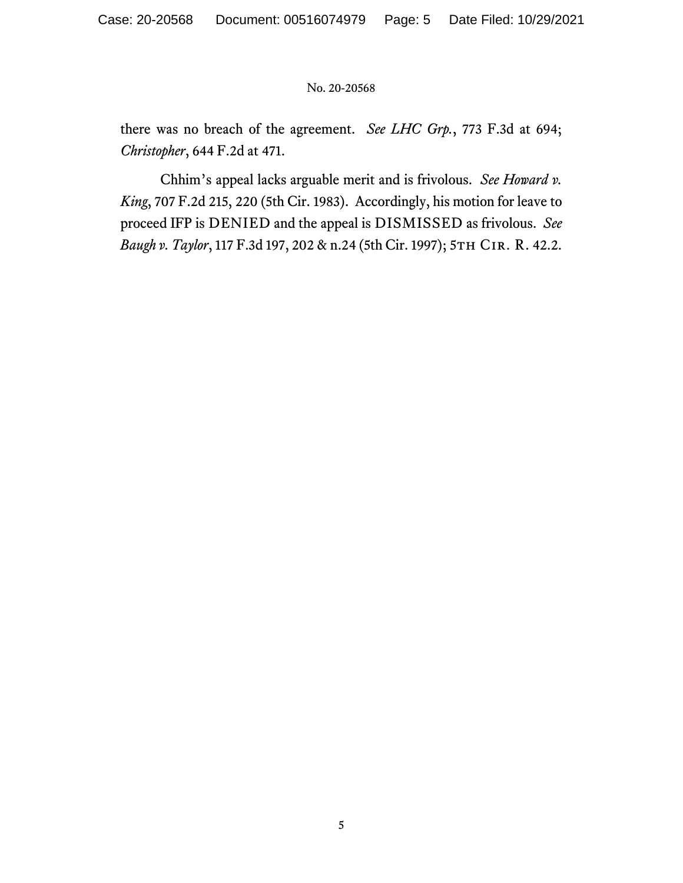there was no breach of the agreement. *See LHC Grp.*, 773 F.3d at 694; *Christopher*, 644 F.2d at 471.

Chhim's appeal lacks arguable merit and is frivolous. *See Howard v. King*, 707 F.2d 215, 220 (5th Cir. 1983). Accordingly, his motion for leave to proceed IFP is DENIED and the appeal is DISMISSED as frivolous. *See Baugh v. Taylor*, 117 F.3d 197, 202 & n.24 (5th Cir. 1997); 5TH CIR. R. 42.2.